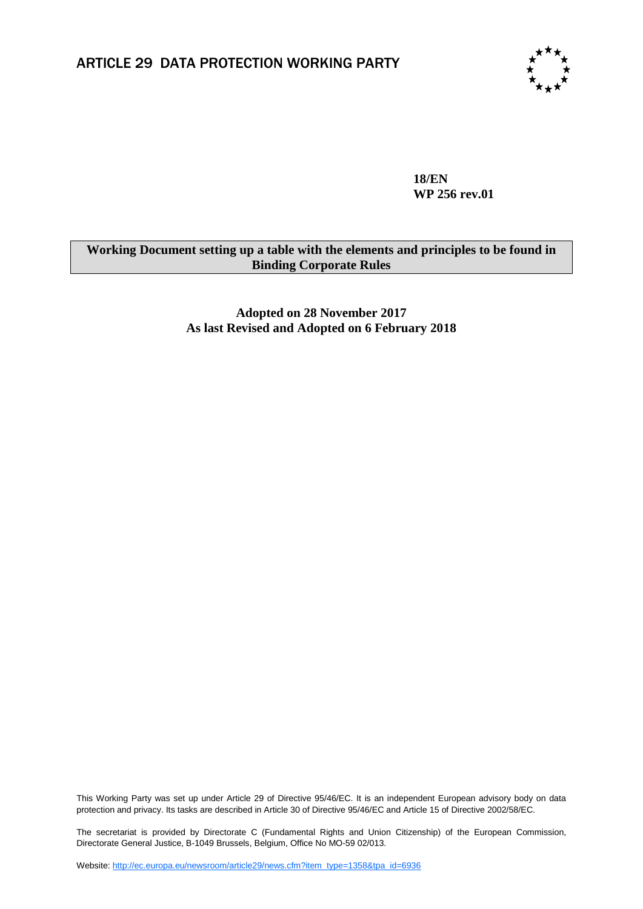# ARTICLE 29 DATA PROTECTION WORKING PARTY

**18/EN**
**WP 256 rev.01**

## Working Document setting up a table with the elements and principles to be found in Binding Corporate Rules

**Adopted on 28 November 2017**
**As last Revised and Adopted on 6 February 2018**

This Working Party was set up under Article 29 of Directive 95/46/EC. It is an independent European advisory body on data protection and privacy. Its tasks are described in Article 30 of Directive 95/46/EC and Article 15 of Directive 2002/58/EC.

The secretariat is provided by Directorate C (Fundamental Rights and Union Citizenship) of the European Commission, Directorate General Justice, B-1049 Brussels, Belgium, Office No MO-59 02/013.

Website: http://ec.europa.eu/newsroom/article29/news.cfm?item_type=1358&tpa_id=6936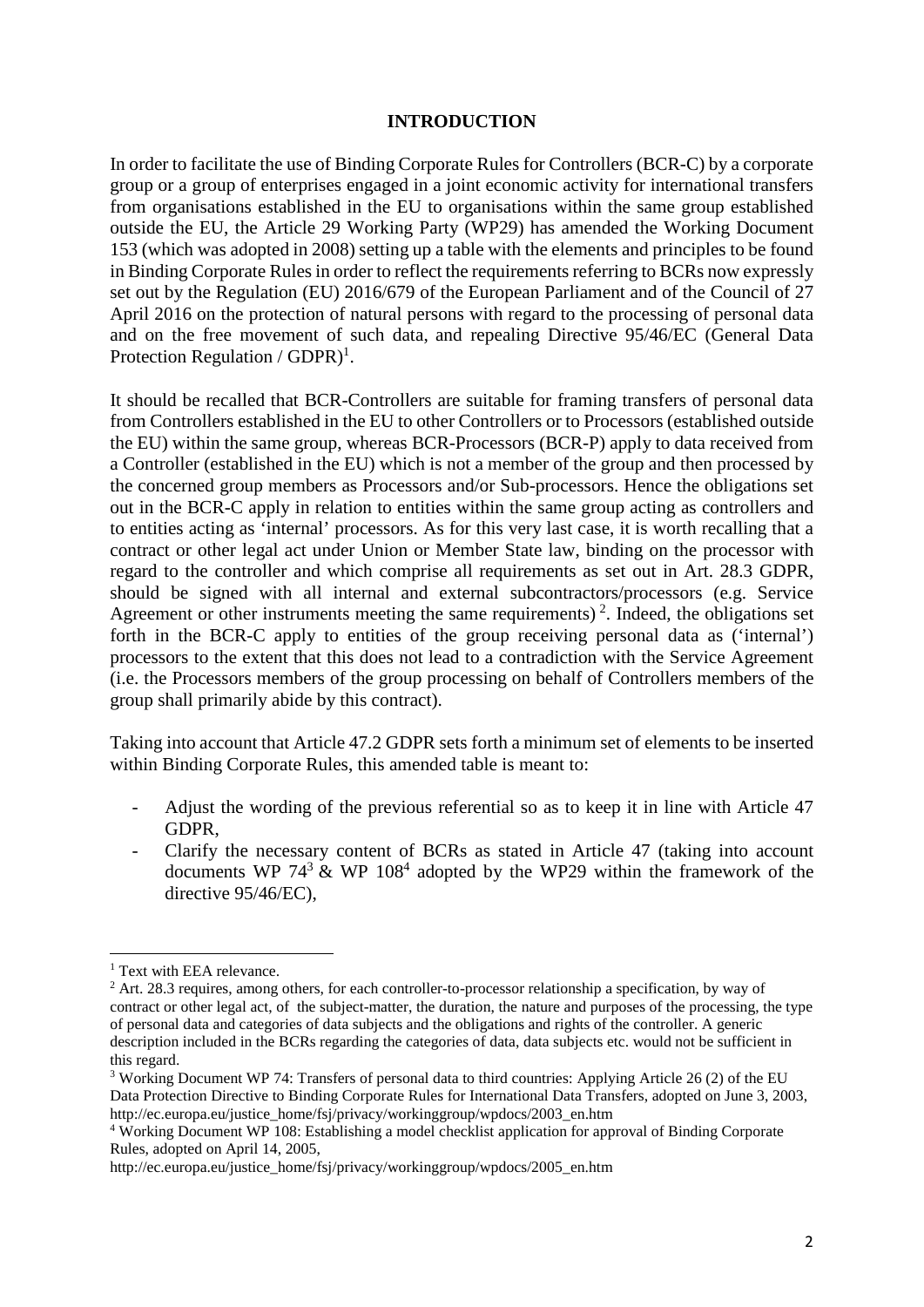## INTRODUCTION

In order to facilitate the use of Binding Corporate Rules for Controllers (BCR-C) by a corporate group or a group of enterprises engaged in a joint economic activity for international transfers from organisations established in the EU to organisations within the same group established outside the EU, the Article 29 Working Party (WP29) has amended the Working Document 153 (which was adopted in 2008) setting up a table with the elements and principles to be found in Binding Corporate Rules in order to reflect the requirements referring to BCRs now expressly set out by the Regulation (EU) 2016/679 of the European Parliament and of the Council of 27 April 2016 on the protection of natural persons with regard to the processing of personal data and on the free movement of such data, and repealing Directive 95/46/EC (General Data Protection Regulation / GDPR)[1].

It should be recalled that BCR-Controllers are suitable for framing transfers of personal data from Controllers established in the EU to other Controllers or to Processors (established outside the EU) within the same group, whereas BCR-Processors (BCR-P) apply to data received from a Controller (established in the EU) which is not a member of the group and then processed by the concerned group members as Processors and/or Sub-processors. Hence the obligations set out in the BCR-C apply in relation to entities within the same group acting as controllers and to entities acting as 'internal' processors. As for this very last case, it is worth recalling that a contract or other legal act under Union or Member State law, binding on the processor with regard to the controller and which comprise all requirements as set out in Art. 28.3 GDPR, should be signed with all internal and external subcontractors/processors (e.g. Service Agreement or other instruments meeting the same requirements)[2]. Indeed, the obligations set forth in the BCR-C apply to entities of the group receiving personal data as ('internal') processors to the extent that this does not lead to a contradiction with the Service Agreement (i.e. the Processors members of the group processing on behalf of Controllers members of the group shall primarily abide by this contract).

Taking into account that Article 47.2 GDPR sets forth a minimum set of elements to be inserted within Binding Corporate Rules, this amended table is meant to:

- Adjust the wording of the previous referential so as to keep it in line with Article 47 GDPR,
- Clarify the necessary content of BCRs as stated in Article 47 (taking into account documents WP 74[3] & WP 108[4] adopted by the WP29 within the framework of the directive 95/46/EC),

---

[1] Text with EEA relevance.

[2] Art. 28.3 requires, among others, for each controller-to-processor relationship a specification, by way of contract or other legal act, of the subject-matter, the duration, the nature and purposes of the processing, the type of personal data and categories of data subjects and the obligations and rights of the controller. A generic description included in the BCRs regarding the categories of data, data subjects etc. would not be sufficient in this regard.

[3] Working Document WP 74: Transfers of personal data to third countries: Applying Article 26 (2) of the EU Data Protection Directive to Binding Corporate Rules for International Data Transfers, adopted on June 3, 2003, http://ec.europa.eu/justice_home/fsj/privacy/workinggroup/wpdocs/2003_en.htm

[4] Working Document WP 108: Establishing a model checklist application for approval of Binding Corporate Rules, adopted on April 14, 2005, http://ec.europa.eu/justice_home/fsj/privacy/workinggroup/wpdocs/2005_en.htm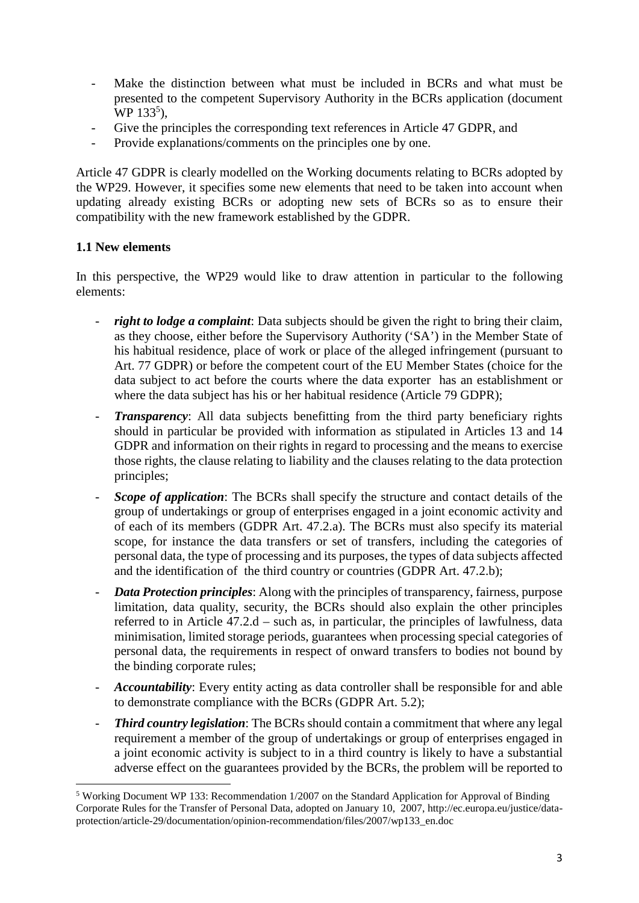- Make the distinction between what must be included in BCRs and what must be presented to the competent Supervisory Authority in the BCRs application (document WP 133[5]),
- Give the principles the corresponding text references in Article 47 GDPR, and
- Provide explanations/comments on the principles one by one.

Article 47 GDPR is clearly modelled on the Working documents relating to BCRs adopted by the WP29. However, it specifies some new elements that need to be taken into account when updating already existing BCRs or adopting new sets of BCRs so as to ensure their compatibility with the new framework established by the GDPR.

**1.1 New elements**

In this perspective, the WP29 would like to draw attention in particular to the following elements:

- ***right to lodge a complaint***: Data subjects should be given the right to bring their claim, as they choose, either before the Supervisory Authority ('SA') in the Member State of his habitual residence, place of work or place of the alleged infringement (pursuant to Art. 77 GDPR) or before the competent court of the EU Member States (choice for the data subject to act before the courts where the data exporter has an establishment or where the data subject has his or her habitual residence (Article 79 GDPR);
- ***Transparency***: All data subjects benefitting from the third party beneficiary rights should in particular be provided with information as stipulated in Articles 13 and 14 GDPR and information on their rights in regard to processing and the means to exercise those rights, the clause relating to liability and the clauses relating to the data protection principles;
- ***Scope of application***: The BCRs shall specify the structure and contact details of the group of undertakings or group of enterprises engaged in a joint economic activity and of each of its members (GDPR Art. 47.2.a). The BCRs must also specify its material scope, for instance the data transfers or set of transfers, including the categories of personal data, the type of processing and its purposes, the types of data subjects affected and the identification of the third country or countries (GDPR Art. 47.2.b);
- ***Data Protection principles***: Along with the principles of transparency, fairness, purpose limitation, data quality, security, the BCRs should also explain the other principles referred to in Article 47.2.d – such as, in particular, the principles of lawfulness, data minimisation, limited storage periods, guarantees when processing special categories of personal data, the requirements in respect of onward transfers to bodies not bound by the binding corporate rules;
- ***Accountability***: Every entity acting as data controller shall be responsible for and able to demonstrate compliance with the BCRs (GDPR Art. 5.2);
- ***Third country legislation***: The BCRs should contain a commitment that where any legal requirement a member of the group of undertakings or group of enterprises engaged in a joint economic activity is subject to in a third country is likely to have a substantial adverse effect on the guarantees provided by the BCRs, the problem will be reported to

---

[5] Working Document WP 133: Recommendation 1/2007 on the Standard Application for Approval of Binding Corporate Rules for the Transfer of Personal Data, adopted on January 10, 2007, http://ec.europa.eu/justice/data-protection/article-29/documentation/opinion-recommendation/files/2007/wp133_en.doc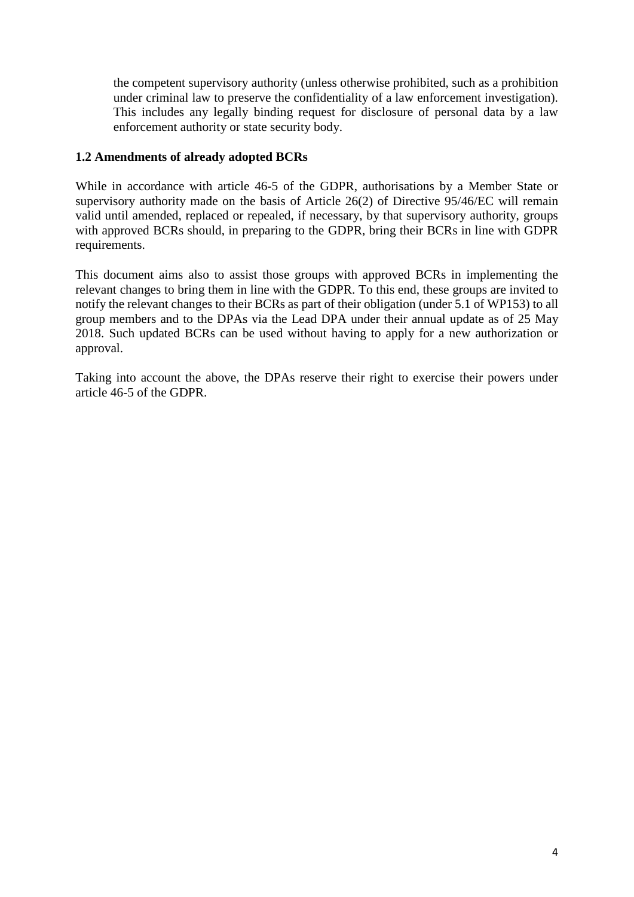the competent supervisory authority (unless otherwise prohibited, such as a prohibition under criminal law to preserve the confidentiality of a law enforcement investigation). This includes any legally binding request for disclosure of personal data by a law enforcement authority or state security body.

**1.2 Amendments of already adopted BCRs**

While in accordance with article 46-5 of the GDPR, authorisations by a Member State or supervisory authority made on the basis of Article 26(2) of Directive 95/46/EC will remain valid until amended, replaced or repealed, if necessary, by that supervisory authority, groups with approved BCRs should, in preparing to the GDPR, bring their BCRs in line with GDPR requirements.

This document aims also to assist those groups with approved BCRs in implementing the relevant changes to bring them in line with the GDPR. To this end, these groups are invited to notify the relevant changes to their BCRs as part of their obligation (under 5.1 of WP153) to all group members and to the DPAs via the Lead DPA under their annual update as of 25 May 2018. Such updated BCRs can be used without having to apply for a new authorization or approval.

Taking into account the above, the DPAs reserve their right to exercise their powers under article 46-5 of the GDPR.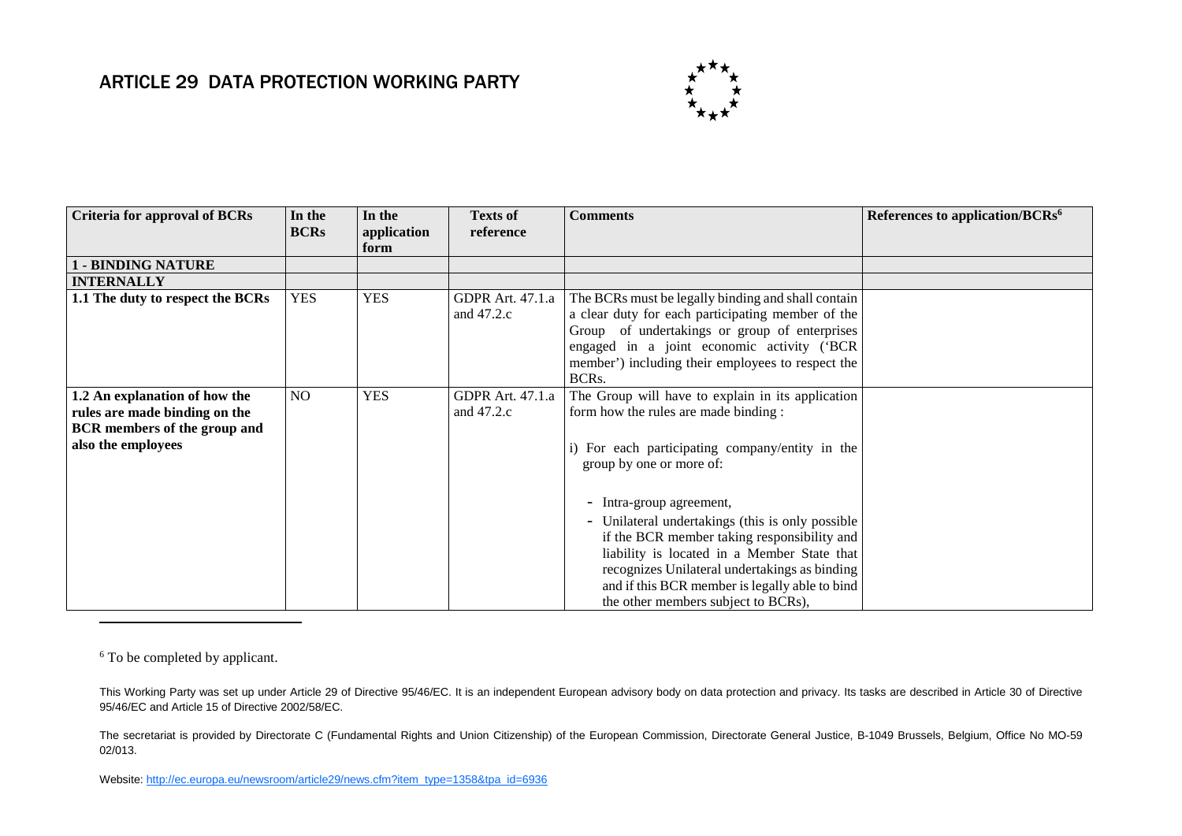# ARTICLE 29 DATA PROTECTION WORKING PARTY

| Criteria for approval of BCRs | In the BCRs | In the application form | Texts of reference | Comments | References to application/BCRs[6] |
|---|---|---|---|---|---|
| **1 - BINDING NATURE** | | | | | |
| **INTERNALLY** | | | | | |
| **1.1 The duty to respect the BCRs** | YES | YES | GDPR Art. 47.1.a and 47.2.c | The BCRs must be legally binding and shall contain a clear duty for each participating member of the Group of undertakings or group of enterprises engaged in a joint economic activity ('BCR member') including their employees to respect the BCRs. | |
| **1.2 An explanation of how the rules are made binding on the BCR members of the group and also the employees** | NO | YES | GDPR Art. 47.1.a and 47.2.c | The Group will have to explain in its application form how the rules are made binding :<br><br>i) For each participating company/entity in the group by one or more of:<br><br>- Intra-group agreement,<br>- Unilateral undertakings (this is only possible if the BCR member taking responsibility and liability is located in a Member State that recognizes Unilateral undertakings as binding and if this BCR member is legally able to bind the other members subject to BCRs), | |

[6] To be completed by applicant.

This Working Party was set up under Article 29 of Directive 95/46/EC. It is an independent European advisory body on data protection and privacy. Its tasks are described in Article 30 of Directive 95/46/EC and Article 15 of Directive 2002/58/EC.

The secretariat is provided by Directorate C (Fundamental Rights and Union Citizenship) of the European Commission, Directorate General Justice, B-1049 Brussels, Belgium, Office No MO-59 02/013.

Website: http://ec.europa.eu/newsroom/article29/news.cfm?item_type=1358&tpa_id=6936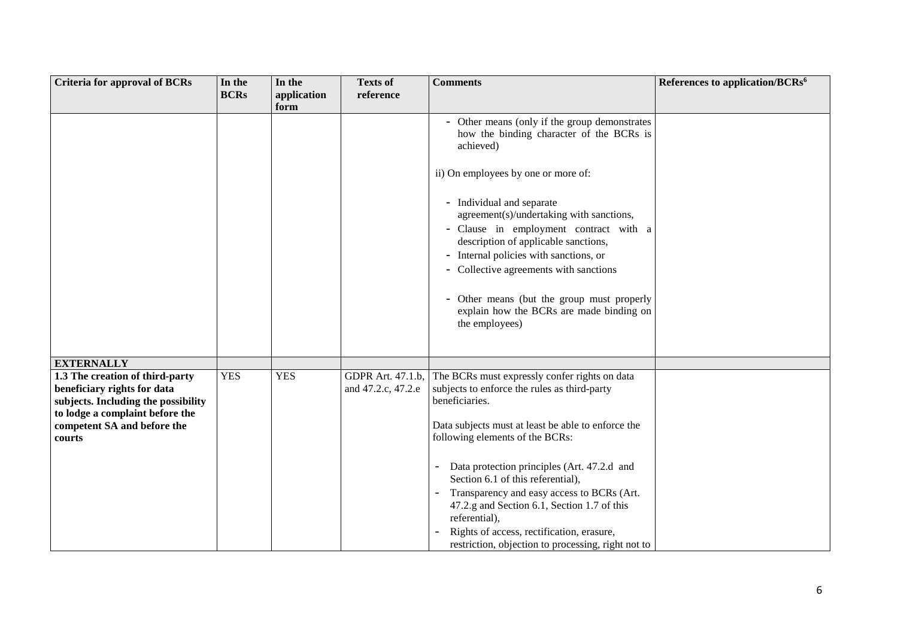| Criteria for approval of BCRs | In the BCRs | In the application form | Texts of reference | Comments | References to application/BCRs[6] |
|---|---|---|---|---|---|
| | | | | - Other means (only if the group demonstrates how the binding character of the BCRs is achieved)<br><br>ii) On employees by one or more of:<br><br>- Individual and separate agreement(s)/undertaking with sanctions,<br>- Clause in employment contract with a description of applicable sanctions,<br>- Internal policies with sanctions, or<br>- Collective agreements with sanctions<br><br>- Other means (but the group must properly explain how the BCRs are made binding on the employees) | |
| **EXTERNALLY** | | | | | |
| **1.3 The creation of third-party beneficiary rights for data subjects. Including the possibility to lodge a complaint before the competent SA and before the courts** | YES | YES | GDPR Art. 47.1.b, and 47.2.c, 47.2.e | The BCRs must expressly confer rights on data subjects to enforce the rules as third-party beneficiaries.<br><br>Data subjects must at least be able to enforce the following elements of the BCRs:<br><br>- Data protection principles (Art. 47.2.d and Section 6.1 of this referential),<br>- Transparency and easy access to BCRs (Art. 47.2.g and Section 6.1, Section 1.7 of this referential),<br>- Rights of access, rectification, erasure, restriction, objection to processing, right not to | |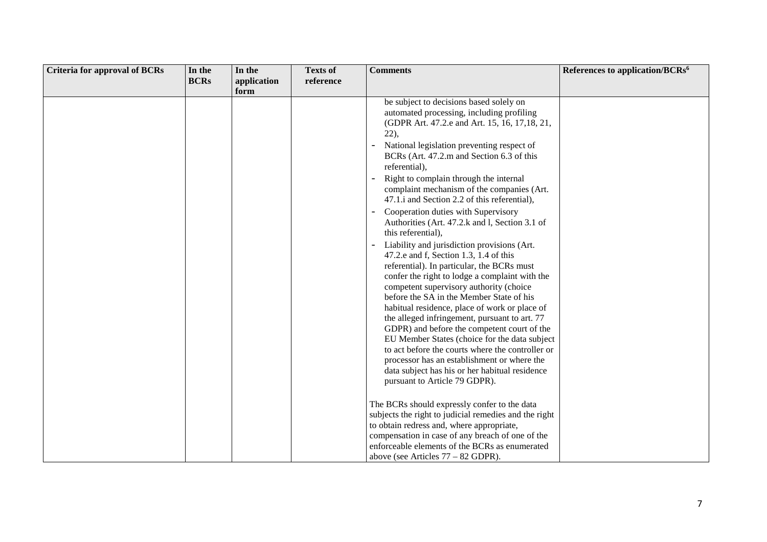| Criteria for approval of BCRs | In the BCRs | In the application form | Texts of reference | Comments | References to application/BCRs[6] |
|---|---|---|---|---|---|
| | | | | be subject to decisions based solely on automated processing, including profiling (GDPR Art. 47.2.e and Art. 15, 16, 17,18, 21, 22),<br>- National legislation preventing respect of BCRs (Art. 47.2.m and Section 6.3 of this referential),<br>- Right to complain through the internal complaint mechanism of the companies (Art. 47.1.i and Section 2.2 of this referential),<br>- Cooperation duties with Supervisory Authorities (Art. 47.2.k and l, Section 3.1 of this referential),<br>- Liability and jurisdiction provisions (Art. 47.2.e and f, Section 1.3, 1.4 of this referential). In particular, the BCRs must confer the right to lodge a complaint with the competent supervisory authority (choice before the SA in the Member State of his habitual residence, place of work or place of the alleged infringement, pursuant to art. 77 GDPR) and before the competent court of the EU Member States (choice for the data subject to act before the courts where the controller or processor has an establishment or where the data subject has his or her habitual residence pursuant to Article 79 GDPR).<br><br>The BCRs should expressly confer to the data subjects the right to judicial remedies and the right to obtain redress and, where appropriate, compensation in case of any breach of one of the enforceable elements of the BCRs as enumerated above (see Articles 77 – 82 GDPR). | |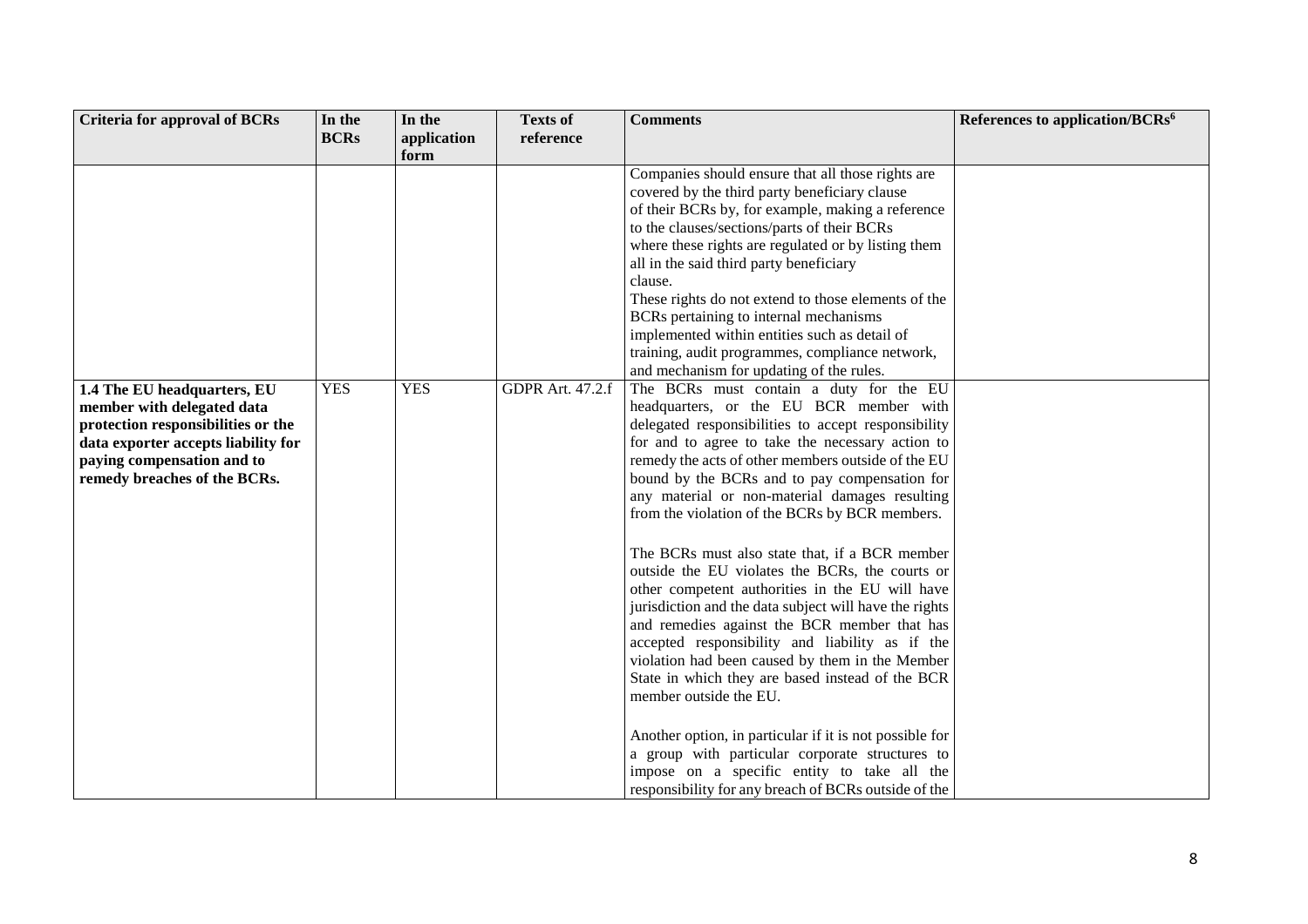| Criteria for approval of BCRs | In the BCRs | In the application form | Texts of reference | Comments | References to application/BCRs[6] |
|---|---|---|---|---|---|
| | | | | Companies should ensure that all those rights are covered by the third party beneficiary clause of their BCRs by, for example, making a reference to the clauses/sections/parts of their BCRs where these rights are regulated or by listing them all in the said third party beneficiary clause. These rights do not extend to those elements of the BCRs pertaining to internal mechanisms implemented within entities such as detail of training, audit programmes, compliance network, and mechanism for updating of the rules. | |
| **1.4 The EU headquarters, EU member with delegated data protection responsibilities or the data exporter accepts liability for paying compensation and to remedy breaches of the BCRs.** | YES | YES | GDPR Art. 47.2.f | The BCRs must contain a duty for the EU headquarters, or the EU BCR member with delegated responsibilities to accept responsibility for and to agree to take the necessary action to remedy the acts of other members outside of the EU bound by the BCRs and to pay compensation for any material or non-material damages resulting from the violation of the BCRs by BCR members.<br><br>The BCRs must also state that, if a BCR member outside the EU violates the BCRs, the courts or other competent authorities in the EU will have jurisdiction and the data subject will have the rights and remedies against the BCR member that has accepted responsibility and liability as if the violation had been caused by them in the Member State in which they are based instead of the BCR member outside the EU.<br><br>Another option, in particular if it is not possible for a group with particular corporate structures to impose on a specific entity to take all the responsibility for any breach of BCRs outside of the | |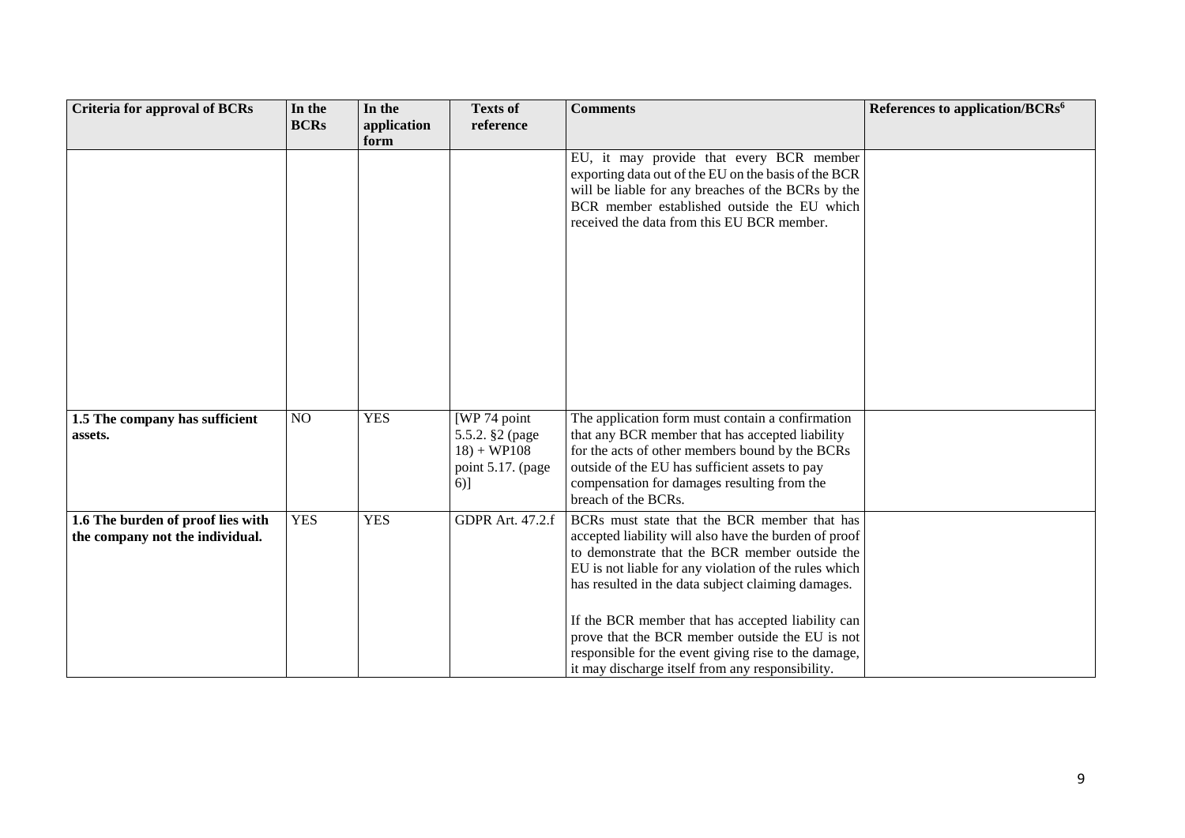| Criteria for approval of BCRs | In the BCRs | In the application form | Texts of reference | Comments | References to application/BCRs[6] |
|---|---|---|---|---|---|
| | | | | EU, it may provide that every BCR member exporting data out of the EU on the basis of the BCR will be liable for any breaches of the BCRs by the BCR member established outside the EU which received the data from this EU BCR member. | |
| **1.5 The company has sufficient assets.** | NO | YES | [WP 74 point 5.5.2. §2 (page 18) + WP108 point 5.17. (page 6)] | The application form must contain a confirmation that any BCR member that has accepted liability for the acts of other members bound by the BCRs outside of the EU has sufficient assets to pay compensation for damages resulting from the breach of the BCRs. | |
| **1.6 The burden of proof lies with the company not the individual.** | YES | YES | GDPR Art. 47.2.f | BCRs must state that the BCR member that has accepted liability will also have the burden of proof to demonstrate that the BCR member outside the EU is not liable for any violation of the rules which has resulted in the data subject claiming damages.<br><br>If the BCR member that has accepted liability can prove that the BCR member outside the EU is not responsible for the event giving rise to the damage, it may discharge itself from any responsibility. | |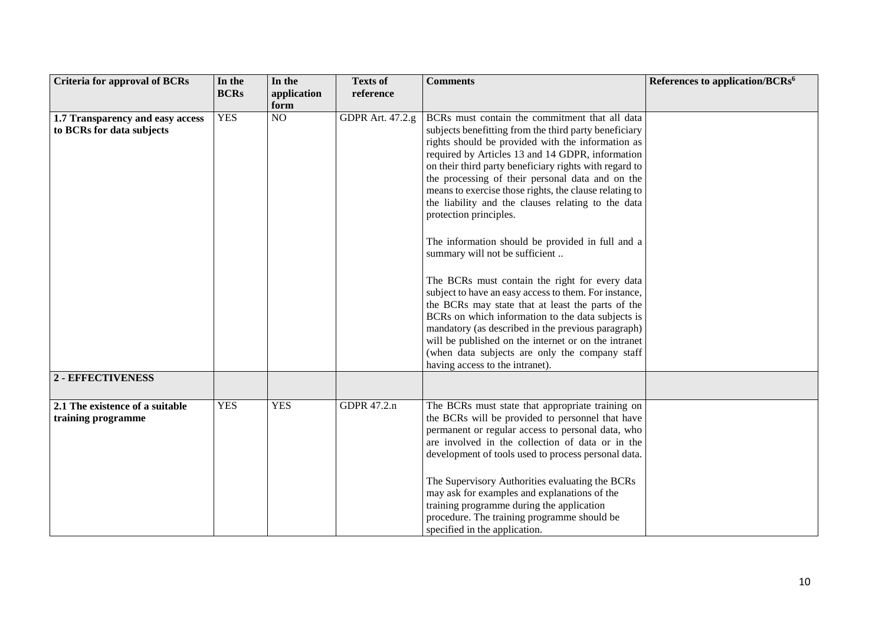| Criteria for approval of BCRs | In the BCRs | In the application form | Texts of reference | Comments | References to application/BCRs[6] |
|---|---|---|---|---|---|
| **1.7 Transparency and easy access to BCRs for data subjects** | YES | NO | GDPR Art. 47.2.g | BCRs must contain the commitment that all data subjects benefitting from the third party beneficiary rights should be provided with the information as required by Articles 13 and 14 GDPR, information on their third party beneficiary rights with regard to the processing of their personal data and on the means to exercise those rights, the clause relating to the liability and the clauses relating to the data protection principles.<br><br>The information should be provided in full and a summary will not be sufficient ..<br><br>The BCRs must contain the right for every data subject to have an easy access to them. For instance, the BCRs may state that at least the parts of the BCRs on which information to the data subjects is mandatory (as described in the previous paragraph) will be published on the internet or on the intranet (when data subjects are only the company staff having access to the intranet). | |
| **2 - EFFECTIVENESS** | | | | | |
| **2.1 The existence of a suitable training programme** | YES | YES | GDPR 47.2.n | The BCRs must state that appropriate training on the BCRs will be provided to personnel that have permanent or regular access to personal data, who are involved in the collection of data or in the development of tools used to process personal data.<br><br>The Supervisory Authorities evaluating the BCRs may ask for examples and explanations of the training programme during the application procedure. The training programme should be specified in the application. | |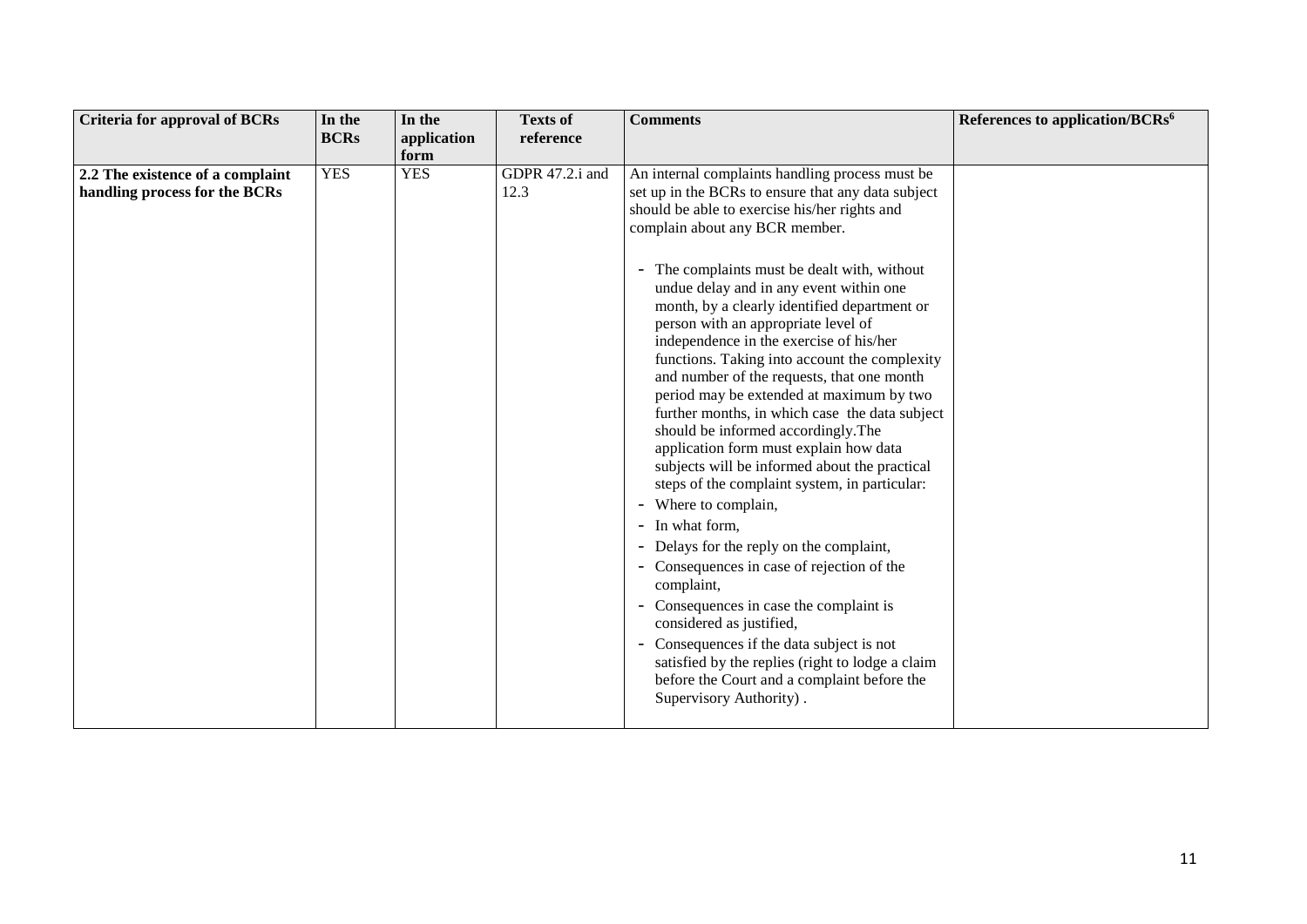| Criteria for approval of BCRs | In the BCRs | In the application form | Texts of reference | Comments | References to application/BCRs[6] |
|---|---|---|---|---|---|
| **2.2 The existence of a complaint handling process for the BCRs** | YES | YES | GDPR 47.2.i and 12.3 | An internal complaints handling process must be set up in the BCRs to ensure that any data subject should be able to exercise his/her rights and complain about any BCR member.<br><br>- The complaints must be dealt with, without undue delay and in any event within one month, by a clearly identified department or person with an appropriate level of independence in the exercise of his/her functions. Taking into account the complexity and number of the requests, that one month period may be extended at maximum by two further months, in which case the data subject should be informed accordingly.The application form must explain how data subjects will be informed about the practical steps of the complaint system, in particular:<br>- Where to complain,<br>- In what form,<br>- Delays for the reply on the complaint,<br>- Consequences in case of rejection of the complaint,<br>- Consequences in case the complaint is considered as justified,<br>- Consequences if the data subject is not satisfied by the replies (right to lodge a claim before the Court and a complaint before the Supervisory Authority) . | |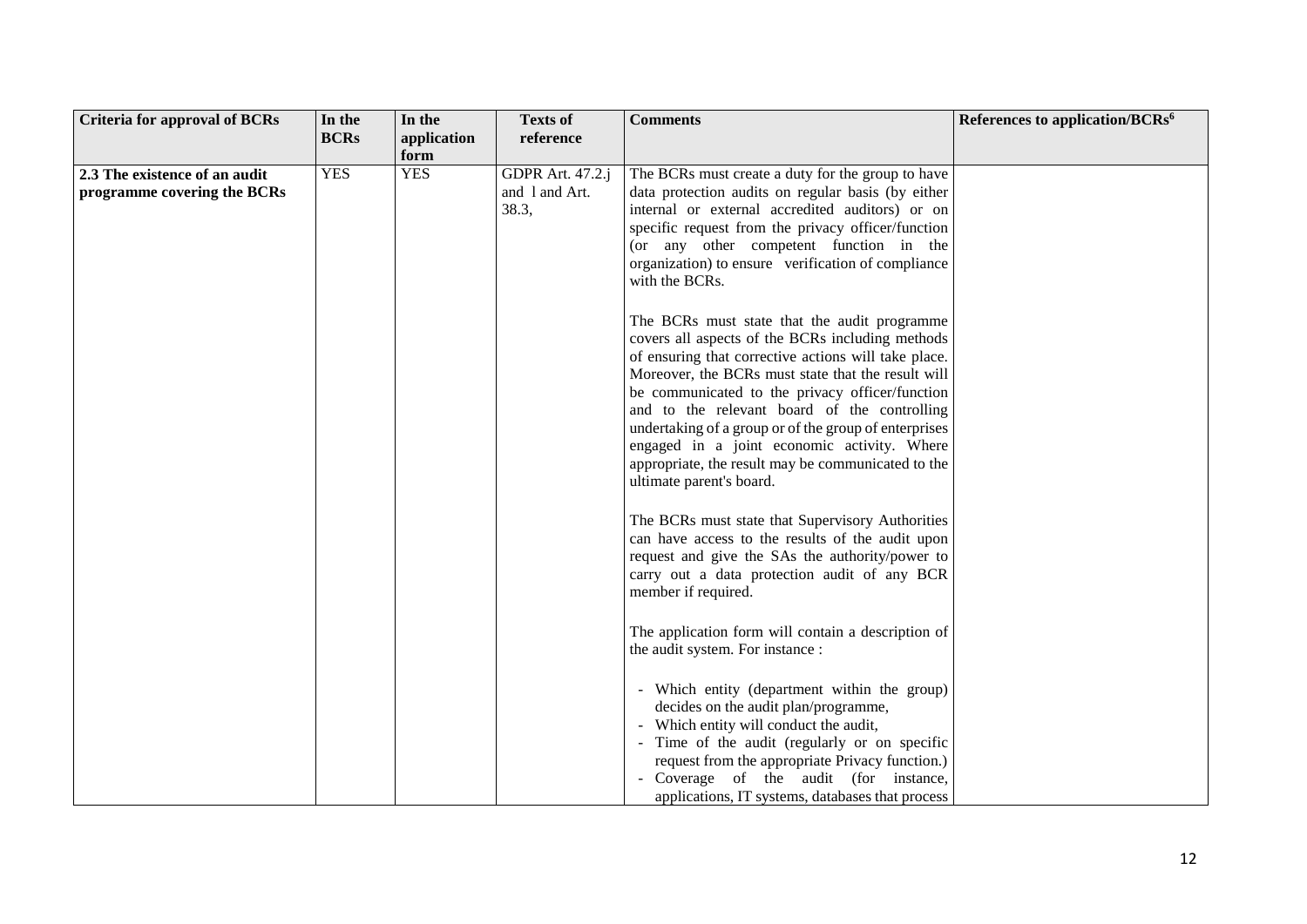| Criteria for approval of BCRs | In the BCRs | In the application form | Texts of reference | Comments | References to application/BCRs[6] |
|---|---|---|---|---|---|
| **2.3 The existence of an audit programme covering the BCRs** | YES | YES | GDPR Art. 47.2.j and l and Art. 38.3, | The BCRs must create a duty for the group to have data protection audits on regular basis (by either internal or external accredited auditors) or on specific request from the privacy officer/function (or any other competent function in the organization) to ensure verification of compliance with the BCRs.<br><br>The BCRs must state that the audit programme covers all aspects of the BCRs including methods of ensuring that corrective actions will take place. Moreover, the BCRs must state that the result will be communicated to the privacy officer/function and to the relevant board of the controlling undertaking of a group or of the group of enterprises engaged in a joint economic activity. Where appropriate, the result may be communicated to the ultimate parent's board.<br><br>The BCRs must state that Supervisory Authorities can have access to the results of the audit upon request and give the SAs the authority/power to carry out a data protection audit of any BCR member if required.<br><br>The application form will contain a description of the audit system. For instance :<br><br>- Which entity (department within the group) decides on the audit plan/programme,<br>- Which entity will conduct the audit,<br>- Time of the audit (regularly or on specific request from the appropriate Privacy function.)<br>- Coverage of the audit (for instance, applications, IT systems, databases that process | |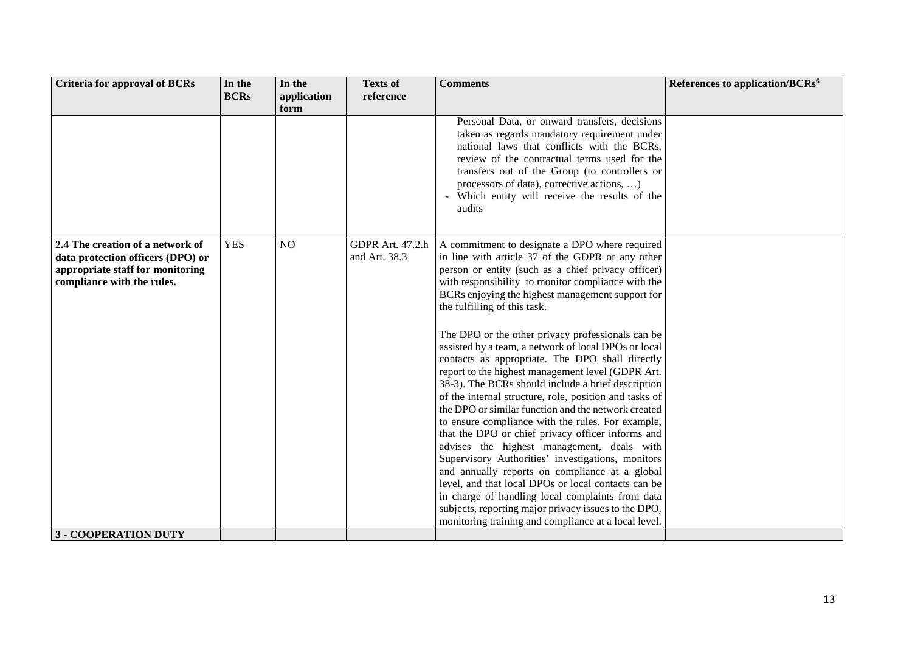| Criteria for approval of BCRs | In the BCRs | In the application form | Texts of reference | Comments | References to application/BCRs[6] |
|---|---|---|---|---|---|
| | | | | Personal Data, or onward transfers, decisions taken as regards mandatory requirement under national laws that conflicts with the BCRs, review of the contractual terms used for the transfers out of the Group (to controllers or processors of data), corrective actions, …)<br>- Which entity will receive the results of the audits | |
| **2.4 The creation of a network of data protection officers (DPO) or appropriate staff for monitoring compliance with the rules.** | YES | NO | GDPR Art. 47.2.h and Art. 38.3 | A commitment to designate a DPO where required in line with article 37 of the GDPR or any other person or entity (such as a chief privacy officer) with responsibility to monitor compliance with the BCRs enjoying the highest management support for the fulfilling of this task.<br><br>The DPO or the other privacy professionals can be assisted by a team, a network of local DPOs or local contacts as appropriate. The DPO shall directly report to the highest management level (GDPR Art. 38-3). The BCRs should include a brief description of the internal structure, role, position and tasks of the DPO or similar function and the network created to ensure compliance with the rules. For example, that the DPO or chief privacy officer informs and advises the highest management, deals with Supervisory Authorities' investigations, monitors and annually reports on compliance at a global level, and that local DPOs or local contacts can be in charge of handling local complaints from data subjects, reporting major privacy issues to the DPO, monitoring training and compliance at a local level. | |
| **3 - COOPERATION DUTY** | | | | | |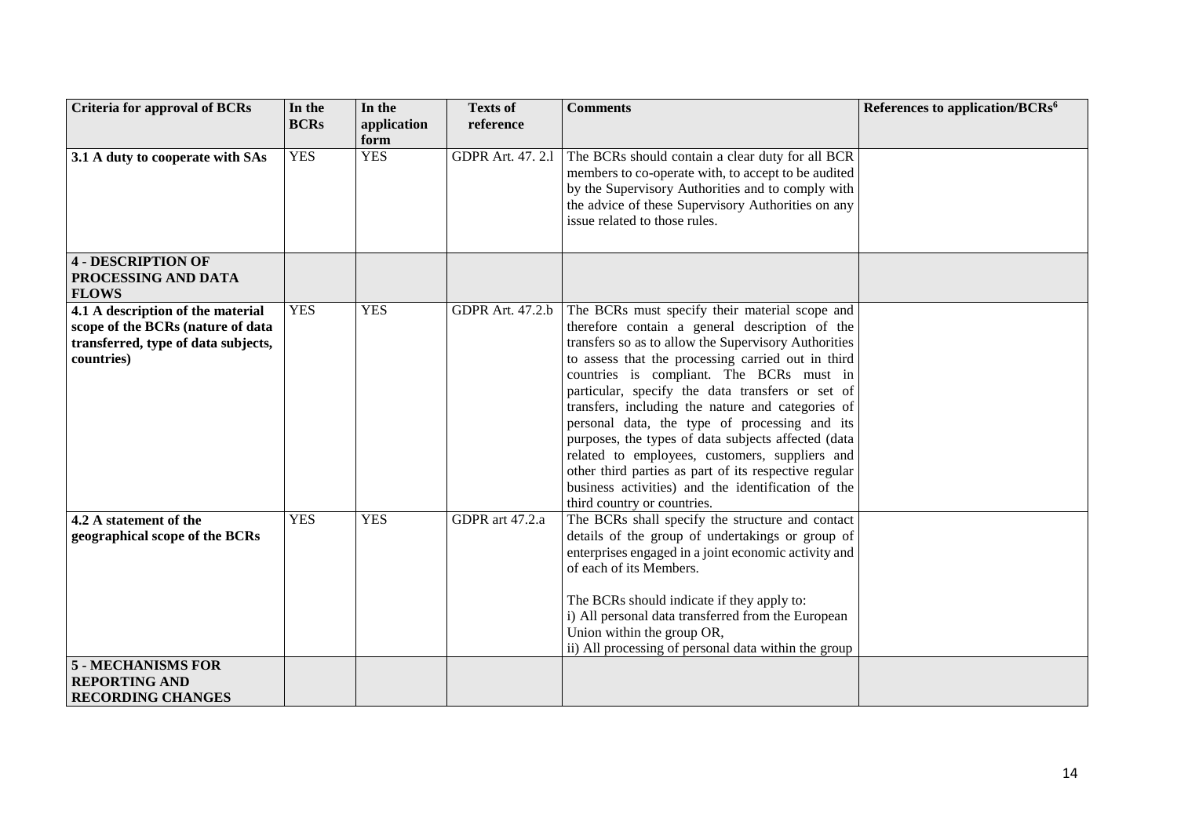| Criteria for approval of BCRs | In the BCRs | In the application form | Texts of reference | Comments | References to application/BCRs[6] |
|---|---|---|---|---|---|
| **3.1 A duty to cooperate with SAs** | YES | YES | GDPR Art. 47. 2.l | The BCRs should contain a clear duty for all BCR members to co-operate with, to accept to be audited by the Supervisory Authorities and to comply with the advice of these Supervisory Authorities on any issue related to those rules. | |
| **4 - DESCRIPTION OF PROCESSING AND DATA FLOWS** | | | | | |
| **4.1 A description of the material scope of the BCRs (nature of data transferred, type of data subjects, countries)** | YES | YES | GDPR Art. 47.2.b | The BCRs must specify their material scope and therefore contain a general description of the transfers so as to allow the Supervisory Authorities to assess that the processing carried out in third countries is compliant. The BCRs must in particular, specify the data transfers or set of transfers, including the nature and categories of personal data, the type of processing and its purposes, the types of data subjects affected (data related to employees, customers, suppliers and other third parties as part of its respective regular business activities) and the identification of the third country or countries. | |
| **4.2 A statement of the geographical scope of the BCRs** | YES | YES | GDPR art 47.2.a | The BCRs shall specify the structure and contact details of the group of undertakings or group of enterprises engaged in a joint economic activity and of each of its Members.<br><br>The BCRs should indicate if they apply to:<br>i) All personal data transferred from the European Union within the group OR,<br>ii) All processing of personal data within the group | |
| **5 - MECHANISMS FOR REPORTING AND RECORDING CHANGES** | | | | | |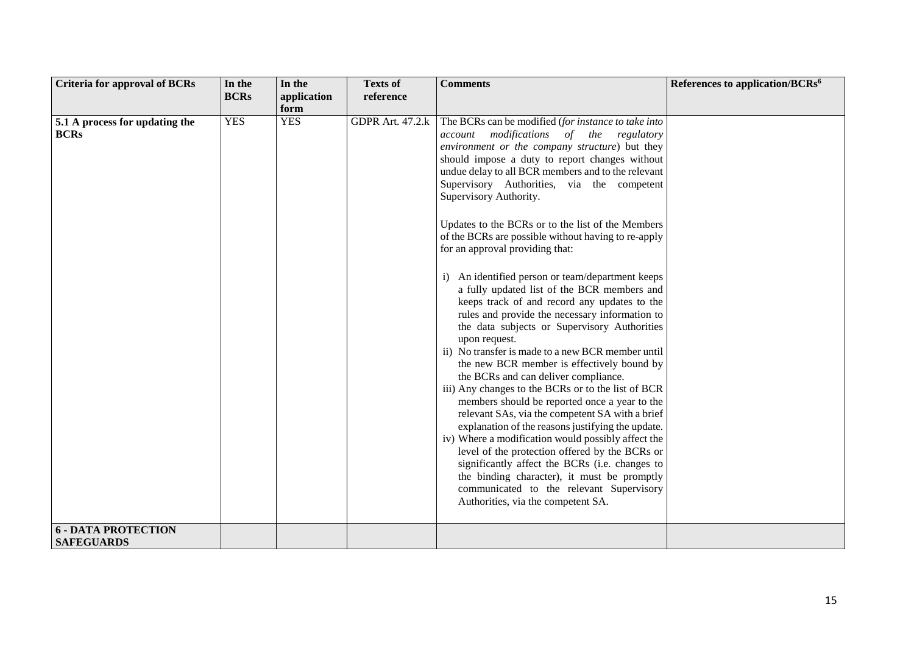| Criteria for approval of BCRs | In the BCRs | In the application form | Texts of reference | Comments | References to application/BCRs[6] |
|---|---|---|---|---|---|
| **5.1 A process for updating the BCRs** | YES | YES | GDPR Art. 47.2.k | The BCRs can be modified (*for instance to take into account modifications of the regulatory environment or the company structure*) but they should impose a duty to report changes without undue delay to all BCR members and to the relevant Supervisory Authorities, via the competent Supervisory Authority.<br><br>Updates to the BCRs or to the list of the Members of the BCRs are possible without having to re-apply for an approval providing that:<br><br>i) An identified person or team/department keeps a fully updated list of the BCR members and keeps track of and record any updates to the rules and provide the necessary information to the data subjects or Supervisory Authorities upon request.<br>ii) No transfer is made to a new BCR member until the new BCR member is effectively bound by the BCRs and can deliver compliance.<br>iii) Any changes to the BCRs or to the list of BCR members should be reported once a year to the relevant SAs, via the competent SA with a brief explanation of the reasons justifying the update.<br>iv) Where a modification would possibly affect the level of the protection offered by the BCRs or significantly affect the BCRs (i.e. changes to the binding character), it must be promptly communicated to the relevant Supervisory Authorities, via the competent SA. | |
| **6 - DATA PROTECTION SAFEGUARDS** | | | | | |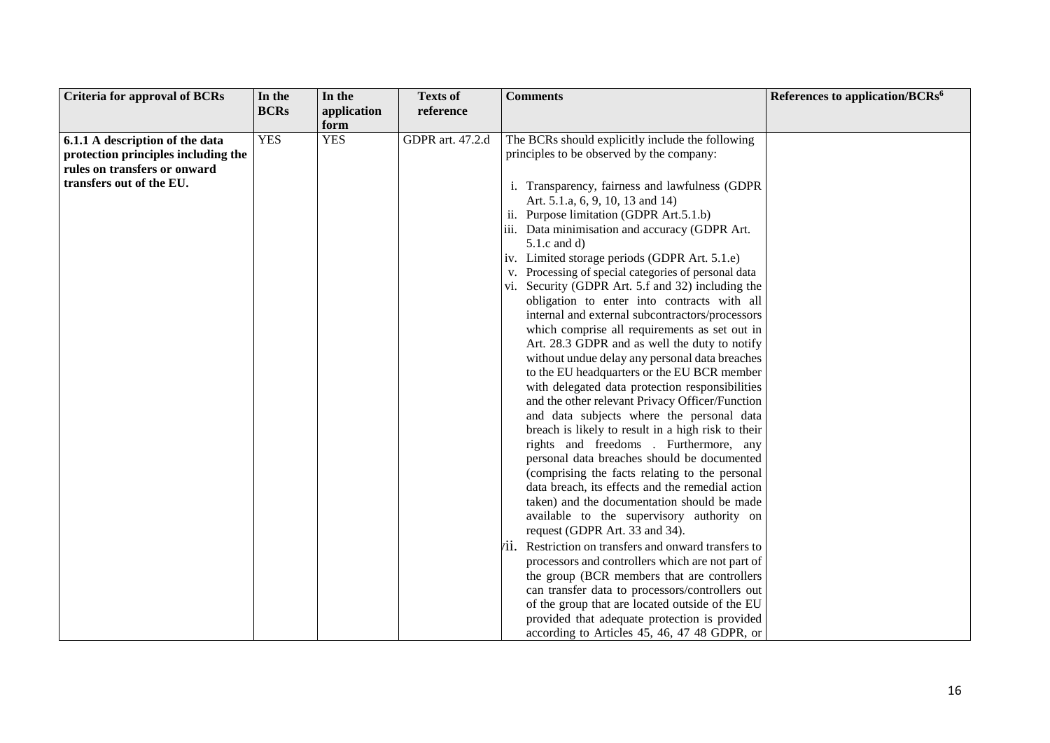| Criteria for approval of BCRs | In the BCRs | In the application form | Texts of reference | Comments | References to application/BCRs[6] |
|---|---|---|---|---|---|
| **6.1.1 A description of the data protection principles including the rules on transfers or onward transfers out of the EU.** | YES | YES | GDPR art. 47.2.d | The BCRs should explicitly include the following principles to be observed by the company:<br><br>i. Transparency, fairness and lawfulness (GDPR Art. 5.1.a, 6, 9, 10, 13 and 14)<br>ii. Purpose limitation (GDPR Art.5.1.b)<br>iii. Data minimisation and accuracy (GDPR Art. 5.1.c and d)<br>iv. Limited storage periods (GDPR Art. 5.1.e)<br>v. Processing of special categories of personal data<br>vi. Security (GDPR Art. 5.f and 32) including the obligation to enter into contracts with all internal and external subcontractors/processors which comprise all requirements as set out in Art. 28.3 GDPR and as well the duty to notify without undue delay any personal data breaches to the EU headquarters or the EU BCR member with delegated data protection responsibilities and the other relevant Privacy Officer/Function and data subjects where the personal data breach is likely to result in a high risk to their rights and freedoms . Furthermore, any personal data breaches should be documented (comprising the facts relating to the personal data breach, its effects and the remedial action taken) and the documentation should be made available to the supervisory authority on request (GDPR Art. 33 and 34).<br>vii. Restriction on transfers and onward transfers to processors and controllers which are not part of the group (BCR members that are controllers can transfer data to processors/controllers out of the group that are located outside of the EU provided that adequate protection is provided according to Articles 45, 46, 47 48 GDPR, or | |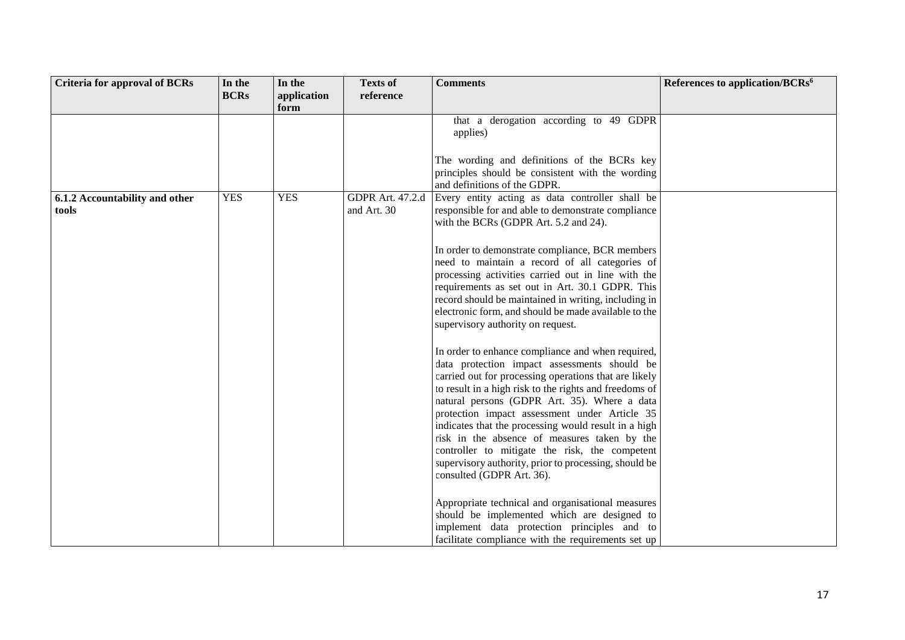| Criteria for approval of BCRs | In the BCRs | In the application form | Texts of reference | Comments | References to application/BCRs[6] |
|---|---|---|---|---|---|
| | | | | that a derogation according to 49 GDPR applies)<br><br>The wording and definitions of the BCRs key principles should be consistent with the wording and definitions of the GDPR. | |
| **6.1.2 Accountability and other tools** | YES | YES | GDPR Art. 47.2.d and Art. 30 | Every entity acting as data controller shall be responsible for and able to demonstrate compliance with the BCRs (GDPR Art. 5.2 and 24).<br><br>In order to demonstrate compliance, BCR members need to maintain a record of all categories of processing activities carried out in line with the requirements as set out in Art. 30.1 GDPR. This record should be maintained in writing, including in electronic form, and should be made available to the supervisory authority on request.<br><br>In order to enhance compliance and when required, data protection impact assessments should be carried out for processing operations that are likely to result in a high risk to the rights and freedoms of natural persons (GDPR Art. 35). Where a data protection impact assessment under Article 35 indicates that the processing would result in a high risk in the absence of measures taken by the controller to mitigate the risk, the competent supervisory authority, prior to processing, should be consulted (GDPR Art. 36).<br><br>Appropriate technical and organisational measures should be implemented which are designed to implement data protection principles and to facilitate compliance with the requirements set up | |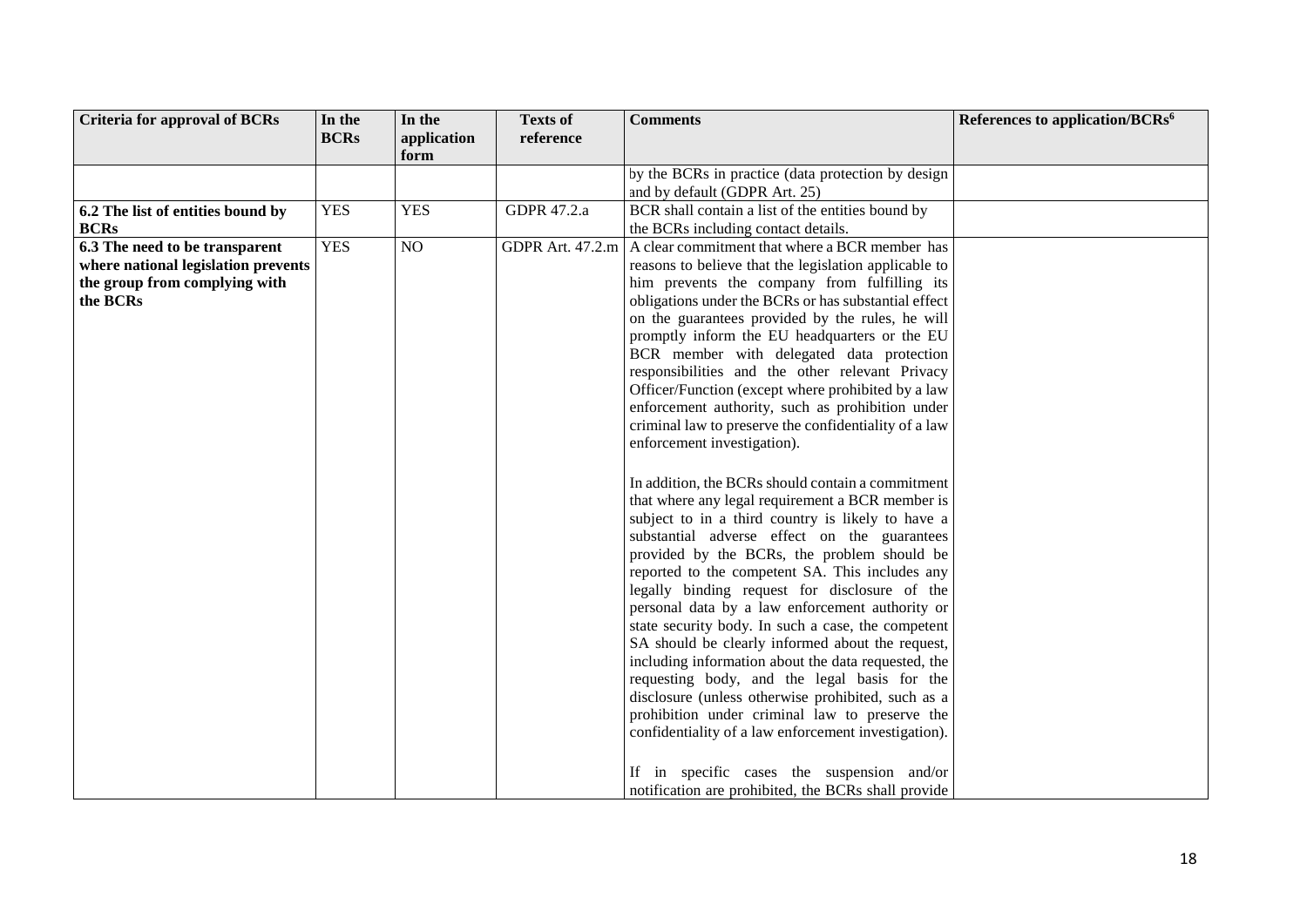| Criteria for approval of BCRs | In the BCRs | In the application form | Texts of reference | Comments | References to application/BCRs[6] |
|---|---|---|---|---|---|
| | | | | by the BCRs in practice (data protection by design and by default (GDPR Art. 25) | |
| **6.2 The list of entities bound by BCRs** | YES | YES | GDPR 47.2.a | BCR shall contain a list of the entities bound by the BCRs including contact details. | |
| **6.3 The need to be transparent where national legislation prevents the group from complying with the BCRs** | YES | NO | GDPR Art. 47.2.m | A clear commitment that where a BCR member has reasons to believe that the legislation applicable to him prevents the company from fulfilling its obligations under the BCRs or has substantial effect on the guarantees provided by the rules, he will promptly inform the EU headquarters or the EU BCR member with delegated data protection responsibilities and the other relevant Privacy Officer/Function (except where prohibited by a law enforcement authority, such as prohibition under criminal law to preserve the confidentiality of a law enforcement investigation).<br><br>In addition, the BCRs should contain a commitment that where any legal requirement a BCR member is subject to in a third country is likely to have a substantial adverse effect on the guarantees provided by the BCRs, the problem should be reported to the competent SA. This includes any legally binding request for disclosure of the personal data by a law enforcement authority or state security body. In such a case, the competent SA should be clearly informed about the request, including information about the data requested, the requesting body, and the legal basis for the disclosure (unless otherwise prohibited, such as a prohibition under criminal law to preserve the confidentiality of a law enforcement investigation).<br><br>If in specific cases the suspension and/or notification are prohibited, the BCRs shall provide | |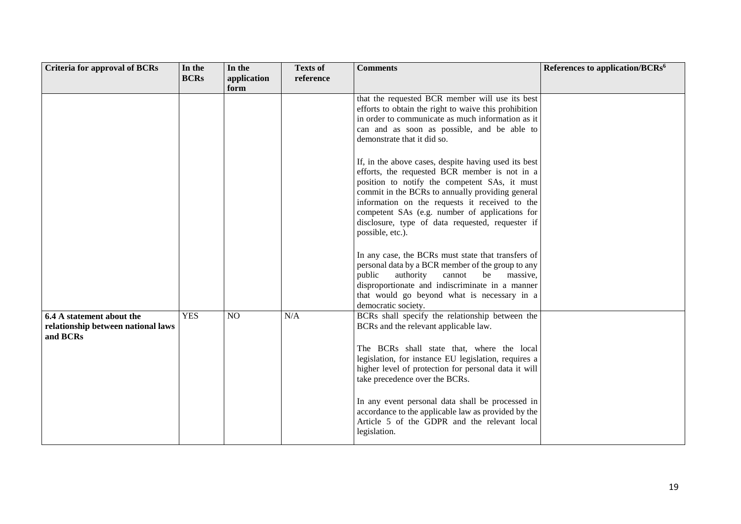| Criteria for approval of BCRs | In the BCRs | In the application form | Texts of reference | Comments | References to application/BCRs[6] |
|---|---|---|---|---|---|
| | | | | that the requested BCR member will use its best efforts to obtain the right to waive this prohibition in order to communicate as much information as it can and as soon as possible, and be able to demonstrate that it did so.<br><br>If, in the above cases, despite having used its best efforts, the requested BCR member is not in a position to notify the competent SAs, it must commit in the BCRs to annually providing general information on the requests it received to the competent SAs (e.g. number of applications for disclosure, type of data requested, requester if possible, etc.).<br><br>In any case, the BCRs must state that transfers of personal data by a BCR member of the group to any public authority cannot be massive, disproportionate and indiscriminate in a manner that would go beyond what is necessary in a democratic society. | |
| **6.4 A statement about the relationship between national laws and BCRs** | YES | NO | N/A | BCRs shall specify the relationship between the BCRs and the relevant applicable law.<br><br>The BCRs shall state that, where the local legislation, for instance EU legislation, requires a higher level of protection for personal data it will take precedence over the BCRs.<br><br>In any event personal data shall be processed in accordance to the applicable law as provided by the Article 5 of the GDPR and the relevant local legislation. | |